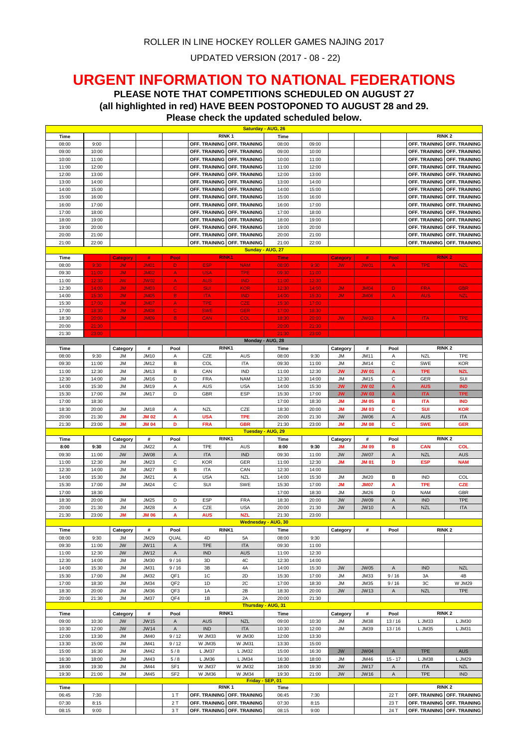ROLLER IN LINE HOCKEY ROLLER GAMES NAJING 2017

UPDATED VERSION (2017 - 08 - 22)

# URGENT INFORMATION TO NATIONAL FEDERATIONS

**PLEASE NOTE THAT COMPETITIONS SCHEDULED ON AUGUST 27**
**(all highlighted in red) HAVE BEEN POSTOPONED TO AUGUST 28 and 29.**
**Please check the updated scheduled below.**

| Saturday - AUG, 26 | | | | | | | | | | | | | |
|---|---|---|---|---|---|---|---|---|---|---|---|---|---|
| Time | | | | | RINK 1 | | Time | | | | | RINK 2 | |
| 08:00 | 9:00 | | | | OFF. TRAINING | OFF. TRAINING | 08:00 | 09:00 | | | | OFF. TRAINING | OFF. TRAINING |
| 09:00 | 10:00 | | | | OFF. TRAINING | OFF. TRAINING | 09:00 | 10:00 | | | | OFF. TRAINING | OFF. TRAINING |
| 10:00 | 11:00 | | | | OFF. TRAINING | OFF. TRAINING | 10:00 | 11:00 | | | | OFF. TRAINING | OFF. TRAINING |
| 11:00 | 12:00 | | | | OFF. TRAINING | OFF. TRAINING | 11:00 | 12:00 | | | | OFF. TRAINING | OFF. TRAINING |
| 12:00 | 13:00 | | | | OFF. TRAINING | OFF. TRAINING | 12:00 | 13:00 | | | | OFF. TRAINING | OFF. TRAINING |
| 13:00 | 14:00 | | | | OFF. TRAINING | OFF. TRAINING | 13:00 | 14:00 | | | | OFF. TRAINING | OFF. TRAINING |
| 14:00 | 15:00 | | | | OFF. TRAINING | OFF. TRAINING | 14:00 | 15:00 | | | | OFF. TRAINING | OFF. TRAINING |
| 15:00 | 16:00 | | | | OFF. TRAINING | OFF. TRAINING | 15:00 | 16:00 | | | | OFF. TRAINING | OFF. TRAINING |
| 16:00 | 17:00 | | | | OFF. TRAINING | OFF. TRAINING | 16:00 | 17:00 | | | | OFF. TRAINING | OFF. TRAINING |
| 17:00 | 18:00 | | | | OFF. TRAINING | OFF. TRAINING | 17:00 | 18:00 | | | | OFF. TRAINING | OFF. TRAINING |
| 18:00 | 19:00 | | | | OFF. TRAINING | OFF. TRAINING | 18:00 | 19:00 | | | | OFF. TRAINING | OFF. TRAINING |
| 19:00 | 20:00 | | | | OFF. TRAINING | OFF. TRAINING | 19:00 | 20:00 | | | | OFF. TRAINING | OFF. TRAINING |
| 20:00 | 21:00 | | | | OFF. TRAINING | OFF. TRAINING | 20:00 | 21:00 | | | | OFF. TRAINING | OFF. TRAINING |
| 21:00 | 22:00 | | | | OFF. TRAINING | OFF. TRAINING | 21:00 | 22:00 | | | | OFF. TRAINING | OFF. TRAINING |
| **Sunday - AUG, 27** | | | | | | | | | | | | | |
| Time | | Category | # | Pool | RINK1 | | Time | | Category | # | Pool | RINK 2 | |
| 08:00 | 9:30 | JM | JM01 | D | ESP | NAM | 08:00 | 9:30 | JW | JW01 | A | TPE | NZL |
| 09:30 | 11:00 | JM | JM02 | A | USA | TPE | 09:30 | 11:00 | | | | | |
| 11:00 | 12:30 | JW | JW02 | A | AUS | IND | 11:00 | 12:30 | | | | | |
| 12:30 | 14:00 | JM | JM03 | C | SUI | KOR | 12:30 | 14:00 | JM | JM04 | D | FRA | GBR |
| 14:00 | 15:30 | JM | JM05 | B | ITA | IND | 14:00 | 15:30 | JM | JM06 | A | AUS | NZL |
| 15:30 | 17:00 | JM | JM07 | A | TPE | CZE | 15:30 | 17:00 | | | | | |
| 17:00 | 18:30 | JM | JM08 | C | SWE | GER | 17:00 | 18:30 | | | | | |
| 18:30 | 20:00 | JM | JM09 | B | CAN | COL | 18:30 | 20:00 | JW | JW03 | A | ITA | TPE |
| 20:00 | 21:30 | | | | | | 20:00 | 21:30 | | | | | |
| 21:30 | 23:00 | | | | | | 21:30 | 23:00 | | | | | |
| **Monday - AUG, 28** | | | | | | | | | | | | | |
| Time | | Category | # | Pool | RINK1 | | Time | | Category | # | Pool | RINK 2 | |
| 08:00 | 9:30 | JM | JM10 | A | CZE | AUS | 08:00 | 9:30 | JM | JM11 | A | NZL | TPE |
| 09:30 | 11:00 | JM | JM12 | B | COL | ITA | 09:30 | 11:00 | JM | JM14 | C | SWE | KOR |
| 11:00 | 12:30 | JM | JM13 | B | CAN | IND | 11:00 | 12:30 | **JW** | **JW 01** | **A** | **TPE** | **NZL** |
| 12:30 | 14:00 | JM | JM16 | D | FRA | NAM | 12:30 | 14:00 | JM | JM15 | C | GER | SUI |
| 14:00 | 15:30 | JM | JM19 | A | AUS | USA | 14:00 | 15:30 | **JW** | **JW 02** | **A** | **AUS** | **IND** |
| 15:30 | 17:00 | JM | JM17 | D | GBR | ESP | 15:30 | 17:00 | **JW** | **JW 03** | **A** | **ITA** | **TPE** |
| 17:00 | 18:30 | | | | | | 17:00 | 18:30 | **JM** | **JM 05** | **B** | **ITA** | **IND** |
| 18:30 | 20:00 | JM | JM18 | A | NZL | CZE | 18:30 | 20:00 | **JM** | **JM 03** | **C** | **SUI** | **KOR** |
| 20:00 | 21:30 | **JM** | **JM 02** | **A** | **USA** | **TPE** | 20:00 | 21:30 | JW | JW06 | A | AUS | ITA |
| 21:30 | 23:00 | **JM** | **JM 04** | **D** | **FRA** | **GBR** | 21:30 | 23:00 | **JM** | **JM 08** | **C** | **SWE** | **GER** |
| **Tuesday - AUG, 29** | | | | | | | | | | | | | |
| Time | | Category | # | Pool | RINK1 | | Time | | Category | # | Pool | RINK 2 | |
| 8:00 | 9:30 | JM | JM22 | A | TPE | AUS | 8:00 | 9:30 | **JM** | **JM 09** | **B** | **CAN** | **COL** |
| 09:30 | 11:00 | JW | JW08 | A | ITA | IND | 09:30 | 11:00 | JW | JW07 | A | NZL | AUS |
| 11:00 | 12:30 | JM | JM23 | C | KOR | GER | 11:00 | 12:30 | **JM** | **JM 01** | **D** | **ESP** | **NAM** |
| 12:30 | 14:00 | JM | JM27 | B | ITA | CAN | 12:30 | 14:00 | | | | | |
| 14:00 | 15:30 | JM | JM21 | A | USA | NZL | 14:00 | 15:30 | JM | JM20 | B | IND | COL |
| 15:30 | 17:00 | JM | JM24 | C | SUI | SWE | 15:30 | 17:00 | **JM** | **JM07** | **A** | **TPE** | **CZE** |
| 17:00 | 18:30 | | | | | | 17:00 | 18:30 | JM | JM26 | D | NAM | GBR |
| 18:30 | 20:00 | JM | JM25 | D | ESP | FRA | 18:30 | 20:00 | JW | JW09 | A | IND | TPE |
| 20:00 | 21:30 | JM | JM28 | A | CZE | USA | 20:00 | 21:30 | JW | JW10 | A | NZL | ITA |
| 21:30 | 23:00 | **JM** | **JM 06** | **A** | **AUS** | **NZL** | 21:30 | 23:00 | | | | | |
| **Wednesday - AUG, 30** | | | | | | | | | | | | | |
| Time | | Category | # | Pool | RINK1 | | Time | | Category | # | Pool | RINK 2 | |
| 08:00 | 9:30 | JM | JM29 | QUAL | 4D | 5A | 08:00 | 9:30 | | | | | |
| 09:30 | 11:00 | JW | JW11 | A | TPE | ITA | 09:30 | 11:00 | | | | | |
| 11:00 | 12:30 | JW | JW12 | A | IND | AUS | 11:00 | 12:30 | | | | | |
| 12:30 | 14:00 | JM | JM30 | 9 / 16 | 3D | 4C | 12:30 | 14:00 | | | | | |
| 14:00 | 15:30 | JM | JM31 | 9 / 16 | 3B | 4A | 14:00 | 15:30 | JW | JW05 | A | IND | NZL |
| 15:30 | 17:00 | JM | JM32 | QF1 | 1C | 2D | 15:30 | 17:00 | JM | JM33 | 9 / 16 | 3A | 4B |
| 17:00 | 18:30 | JM | JM34 | QF2 | 1D | 2C | 17:00 | 18:30 | JM | JM35 | 9 / 16 | 3C | W JM29 |
| 18:30 | 20:00 | JM | JM36 | QF3 | 1A | 2B | 18:30 | 20:00 | JW | JW13 | A | NZL | TPE |
| 20:00 | 21:30 | JM | JM37 | QF4 | 1B | 2A | 20:00 | 21:30 | | | | | |
| **Thursday - AUG, 31** | | | | | | | | | | | | | |
| Time | | Category | # | Pool | RINK1 | | Time | | Category | # | Pool | RINK 2 | |
| 09:00 | 10:30 | JW | JW15 | A | AUS | NZL | 09:00 | 10:30 | JM | JM38 | 13 / 16 | L JM33 | L JM30 |
| 10:30 | 12:00 | JW | JW14 | A | IND | ITA | 10:30 | 12:00 | JM | JM39 | 13 / 16 | L JM35 | L JM31 |
| 12:00 | 13:30 | JM | JM40 | 9 / 12 | W JM33 | W JM30 | 12:00 | 13:30 | | | | | |
| 13:30 | 15:00 | JM | JM41 | 9 / 12 | W JM35 | W JM31 | 13:30 | 15:00 | | | | | |
| 15:00 | 16:30 | JM | JM42 | 5 / 8 | L JM37 | L JM32 | 15:00 | 16:30 | JW | JW04 | A | TPE | AUS |
| 16:30 | 18:00 | JM | JM43 | 5 / 8 | L JM36 | L JM34 | 16:30 | 18:00 | JM | JM46 | 15 - 17 | L JM38 | L JM29 |
| 18:00 | 19:30 | JM | JM44 | SF1 | W JM37 | W JM32 | 18:00 | 19:30 | JW | JW17 | A | ITA | NZL |
| 19:30 | 21:00 | JM | JM45 | SF2 | W JM36 | W JM34 | 19:30 | 21:00 | JW | JW16 | A | TPE | IND |
| **Friday - SEP, 01** | | | | | | | | | | | | | |
| Time | | | | | RINK 1 | | Time | | | | | RINK 2 | |
| 06:45 | 7:30 | | | 1 T | OFF. TRAINING | OFF. TRAINING | 06:45 | 7:30 | | | 22 T | OFF. TRAINING | OFF. TRAINING |
| 07:30 | 8:15 | | | 2 T | OFF. TRAINING | OFF. TRAINING | 07:30 | 8:15 | | | 23 T | OFF. TRAINING | OFF. TRAINING |
| 08:15 | 9:00 | | | 3 T | OFF. TRAINING | OFF. TRAINING | 08:15 | 9:00 | | | 24 T | OFF. TRAINING | OFF. TRAINING |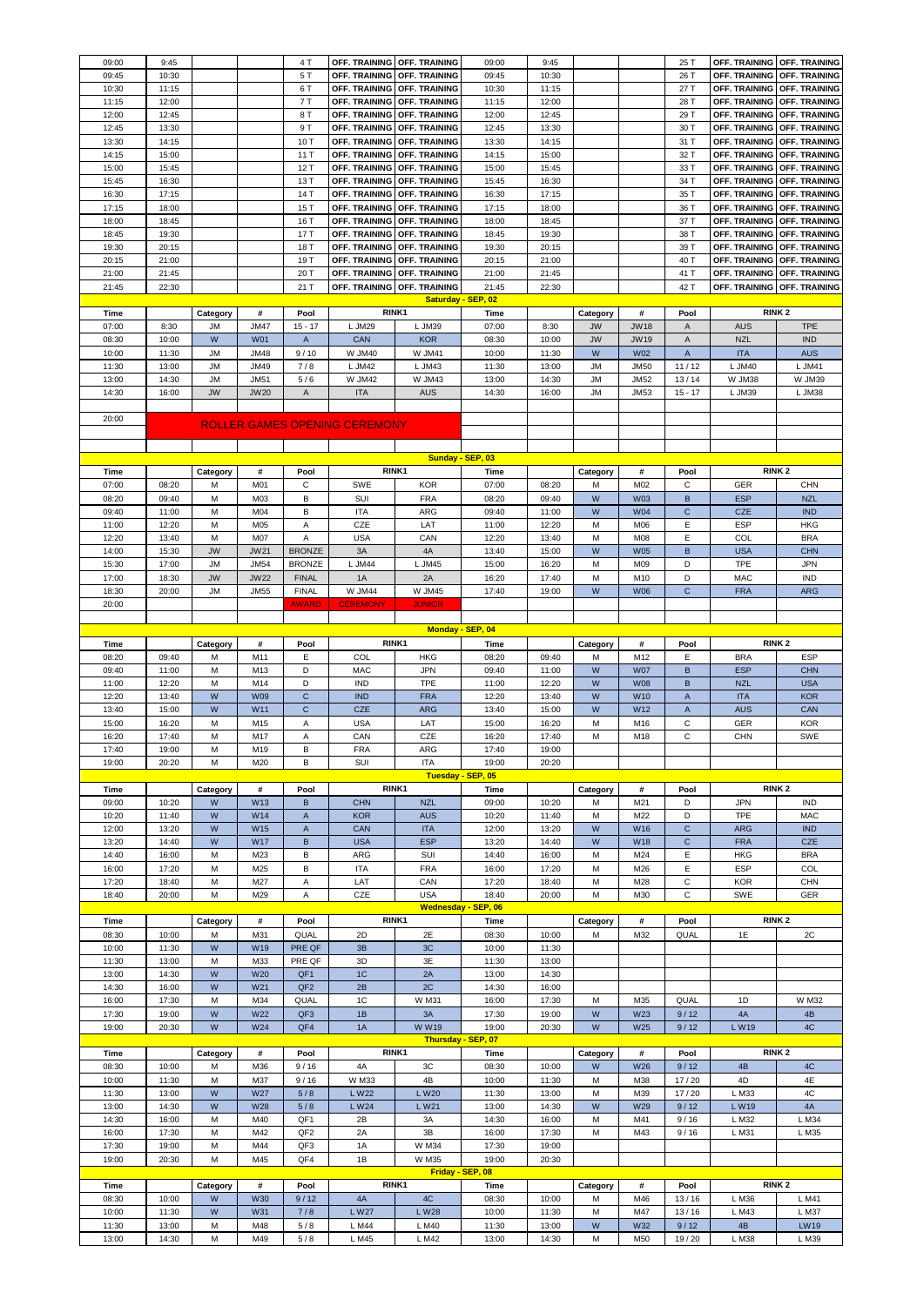| 09:00 | 9:45 | | | 4 T | OFF. TRAINING | OFF. TRAINING | 09:00 | 9:45 | | | 25 T | OFF. TRAINING | OFF. TRAINING |
|---|---|---|---|---|---|---|---|---|---|---|---|---|---|
| 09:45 | 10:30 | | | 5 T | OFF. TRAINING | OFF. TRAINING | 09:45 | 10:30 | | | 26 T | OFF. TRAINING | OFF. TRAINING |
| 10:30 | 11:15 | | | 6 T | OFF. TRAINING | OFF. TRAINING | 10:30 | 11:15 | | | 27 T | OFF. TRAINING | OFF. TRAINING |
| 11:15 | 12:00 | | | 7 T | OFF. TRAINING | OFF. TRAINING | 11:15 | 12:00 | | | 28 T | OFF. TRAINING | OFF. TRAINING |
| 12:00 | 12:45 | | | 8 T | OFF. TRAINING | OFF. TRAINING | 12:00 | 12:45 | | | 29 T | OFF. TRAINING | OFF. TRAINING |
| 12:45 | 13:30 | | | 9 T | OFF. TRAINING | OFF. TRAINING | 12:45 | 13:30 | | | 30 T | OFF. TRAINING | OFF. TRAINING |
| 13:30 | 14:15 | | | 10 T | OFF. TRAINING | OFF. TRAINING | 13:30 | 14:15 | | | 31 T | OFF. TRAINING | OFF. TRAINING |
| 14:15 | 15:00 | | | 11 T | OFF. TRAINING | OFF. TRAINING | 14:15 | 15:00 | | | 32 T | OFF. TRAINING | OFF. TRAINING |
| 15:00 | 15:45 | | | 12 T | OFF. TRAINING | OFF. TRAINING | 15:00 | 15:45 | | | 33 T | OFF. TRAINING | OFF. TRAINING |
| 15:45 | 16:30 | | | 13 T | OFF. TRAINING | OFF. TRAINING | 15:45 | 16:30 | | | 34 T | OFF. TRAINING | OFF. TRAINING |
| 16:30 | 17:15 | | | 14 T | OFF. TRAINING | OFF. TRAINING | 16:30 | 17:15 | | | 35 T | OFF. TRAINING | OFF. TRAINING |
| 17:15 | 18:00 | | | 15 T | OFF. TRAINING | OFF. TRAINING | 17:15 | 18:00 | | | 36 T | OFF. TRAINING | OFF. TRAINING |
| 18:00 | 18:45 | | | 16 T | OFF. TRAINING | OFF. TRAINING | 18:00 | 18:45 | | | 37 T | OFF. TRAINING | OFF. TRAINING |
| 18:45 | 19:30 | | | 17 T | OFF. TRAINING | OFF. TRAINING | 18:45 | 19:30 | | | 38 T | OFF. TRAINING | OFF. TRAINING |
| 19:30 | 20:15 | | | 18 T | OFF. TRAINING | OFF. TRAINING | 19:30 | 20:15 | | | 39 T | OFF. TRAINING | OFF. TRAINING |
| 20:15 | 21:00 | | | 19 T | OFF. TRAINING | OFF. TRAINING | 20:15 | 21:00 | | | 40 T | OFF. TRAINING | OFF. TRAINING |
| 21:00 | 21:45 | | | 20 T | OFF. TRAINING | OFF. TRAINING | 21:00 | 21:45 | | | 41 T | OFF. TRAINING | OFF. TRAINING |
| 21:45 | 22:30 | | | 21 T | OFF. TRAINING | OFF. TRAINING | 21:45 | 22:30 | | | 42 T | OFF. TRAINING | OFF. TRAINING |

**Saturday - SEP, 02**

| Time | | Category | # | Pool | RINK1 | | Time | | Category | # | Pool | RINK 2 | |
|---|---|---|---|---|---|---|---|---|---|---|---|---|---|
| 07:00 | 8:30 | JM | JM47 | 15 - 17 | L JM29 | L JM39 | 07:00 | 8:30 | JW | JW18 | A | AUS | TPE |
| 08:30 | 10:00 | W | W01 | A | CAN | KOR | 08:30 | 10:00 | JW | JW19 | A | NZL | IND |
| 10:00 | 11:30 | JM | JM48 | 9 / 10 | W JM40 | W JM41 | 10:00 | 11:30 | W | W02 | A | ITA | AUS |
| 11:30 | 13:00 | JM | JM49 | 7 / 8 | L JM42 | L JM43 | 11:30 | 13:00 | JM | JM50 | 11 / 12 | L JM40 | L JM41 |
| 13:00 | 14:30 | JM | JM51 | 5 / 6 | W JM42 | W JM43 | 13:00 | 14:30 | JM | JM52 | 13 / 14 | W JM38 | W JM39 |
| 14:30 | 16:00 | JW | JW20 | A | ITA | AUS | 14:30 | 16:00 | JM | JM53 | 15 - 17 | L JM39 | L JM38 |
| 20:00 | ROLLER GAMES OPENING CEREMONY | | | | | | | | | | | | |

**Sunday - SEP, 03**

| Time | | Category | # | Pool | RINK1 | | Time | | Category | # | Pool | RINK 2 | |
|---|---|---|---|---|---|---|---|---|---|---|---|---|---|
| 07:00 | 08:20 | M | M01 | C | SWE | KOR | 07:00 | 08:20 | M | M02 | C | GER | CHN |
| 08:20 | 09:40 | M | M03 | B | SUI | FRA | 08:20 | 09:40 | W | W03 | B | ESP | NZL |
| 09:40 | 11:00 | M | M04 | B | ITA | ARG | 09:40 | 11:00 | W | W04 | C | CZE | IND |
| 11:00 | 12:20 | M | M05 | A | CZE | LAT | 11:00 | 12:20 | M | M06 | E | ESP | HKG |
| 12:20 | 13:40 | M | M07 | A | USA | CAN | 12:20 | 13:40 | M | M08 | E | COL | BRA |
| 14:00 | 15:30 | JW | JW21 | BRONZE | 3A | 4A | 13:40 | 15:00 | W | W05 | B | USA | CHN |
| 15:30 | 17:00 | JM | JM54 | BRONZE | L JM44 | L JM45 | 15:00 | 16:20 | M | M09 | D | TPE | JPN |
| 17:00 | 18:30 | JW | JW22 | FINAL | 1A | 2A | 16:20 | 17:40 | M | M10 | D | MAC | IND |
| 18:30 | 20:00 | JM | JM55 | FINAL | W JM44 | W JM45 | 17:40 | 19:00 | W | W06 | C | FRA | ARG |
| 20:00 | | | | AWARD | CEREMONY | JUNIOR | | | | | | | |

**Monday - SEP, 04**

| Time | | Category | # | Pool | RINK1 | | Time | | Category | # | Pool | RINK 2 | |
|---|---|---|---|---|---|---|---|---|---|---|---|---|---|
| 08:20 | 09:40 | M | M11 | E | COL | HKG | 08:20 | 09:40 | M | M12 | E | BRA | ESP |
| 09:40 | 11:00 | M | M13 | D | MAC | JPN | 09:40 | 11:00 | W | W07 | B | ESP | CHN |
| 11:00 | 12:20 | M | M14 | D | IND | TPE | 11:00 | 12:20 | W | W08 | B | NZL | USA |
| 12:20 | 13:40 | W | W09 | C | IND | FRA | 12:20 | 13:40 | W | W10 | A | ITA | KOR |
| 13:40 | 15:00 | W | W11 | C | CZE | ARG | 13:40 | 15:00 | W | W12 | A | AUS | CAN |
| 15:00 | 16:20 | M | M15 | A | USA | LAT | 15:00 | 16:20 | M | M16 | C | GER | KOR |
| 16:20 | 17:40 | M | M17 | A | CAN | CZE | 16:20 | 17:40 | M | M18 | C | CHN | SWE |
| 17:40 | 19:00 | M | M19 | B | FRA | ARG | 17:40 | 19:00 | | | | | |
| 19:00 | 20:20 | M | M20 | B | SUI | ITA | 19:00 | 20:20 | | | | | |

**Tuesday - SEP, 05**

| Time | | Category | # | Pool | RINK1 | | Time | | Category | # | Pool | RINK 2 | |
|---|---|---|---|---|---|---|---|---|---|---|---|---|---|
| 09:00 | 10:20 | W | W13 | B | CHN | NZL | 09:00 | 10:20 | M | M21 | D | JPN | IND |
| 10:20 | 11:40 | W | W14 | A | KOR | AUS | 10:20 | 11:40 | M | M22 | D | TPE | MAC |
| 12:00 | 13:20 | W | W15 | A | CAN | ITA | 12:00 | 13:20 | W | W16 | C | ARG | IND |
| 13:20 | 14:40 | W | W17 | B | USA | ESP | 13:20 | 14:40 | W | W18 | C | FRA | CZE |
| 14:40 | 16:00 | M | M23 | B | ARG | SUI | 14:40 | 16:00 | M | M24 | E | HKG | BRA |
| 16:00 | 17:20 | M | M25 | B | ITA | FRA | 16:00 | 17:20 | M | M26 | E | ESP | COL |
| 17:20 | 18:40 | M | M27 | A | LAT | CAN | 17:20 | 18:40 | M | M28 | C | KOR | CHN |
| 18:40 | 20:00 | M | M29 | A | CZE | USA | 18:40 | 20:00 | M | M30 | C | SWE | GER |

**Wednesday - SEP, 06**

| Time | | Category | # | Pool | RINK1 | | Time | | Category | # | Pool | RINK 2 | |
|---|---|---|---|---|---|---|---|---|---|---|---|---|---|
| 08:30 | 10:00 | M | M31 | QUAL | 2D | 2E | 08:30 | 10:00 | M | M32 | QUAL | 1E | 2C |
| 10:00 | 11:30 | W | W19 | PRE QF | 3B | 3C | 10:00 | 11:30 | | | | | |
| 11:30 | 13:00 | M | M33 | PRE QF | 3D | 3E | 11:30 | 13:00 | | | | | |
| 13:00 | 14:30 | W | W20 | QF1 | 1C | 2A | 13:00 | 14:30 | | | | | |
| 14:30 | 16:00 | W | W21 | QF2 | 2B | 2C | 14:30 | 16:00 | | | | | |
| 16:00 | 17:30 | M | M34 | QUAL | 1C | W M31 | 16:00 | 17:30 | M | M35 | QUAL | 1D | W M32 |
| 17:30 | 19:00 | W | W22 | QF3 | 1B | 3A | 17:30 | 19:00 | W | W23 | 9 / 12 | 4A | 4B |
| 19:00 | 20:30 | W | W24 | QF4 | 1A | W W19 | 19:00 | 20:30 | W | W25 | 9 / 12 | L W19 | 4C |

**Thursday - SEP, 07**

| Time | | Category | # | Pool | RINK1 | | Time | | Category | # | Pool | RINK 2 | |
|---|---|---|---|---|---|---|---|---|---|---|---|---|---|
| 08:30 | 10:00 | M | M36 | 9 / 16 | 4A | 3C | 08:30 | 10:00 | W | W26 | 9 / 12 | 4B | 4C |
| 10:00 | 11:30 | M | M37 | 9 / 16 | W M33 | 4B | 10:00 | 11:30 | M | M38 | 17 / 20 | 4D | 4E |
| 11:30 | 13:00 | W | W27 | 5 / 8 | L W22 | L W20 | 11:30 | 13:00 | M | M39 | 17 / 20 | L M33 | 4C |
| 13:00 | 14:30 | W | W28 | 5 / 8 | L W24 | L W21 | 13:00 | 14:30 | W | W29 | 9 / 12 | L W19 | 4A |
| 14:30 | 16:00 | M | M40 | QF1 | 2B | 3A | 14:30 | 16:00 | M | M41 | 9 / 16 | L M32 | L M34 |
| 16:00 | 17:30 | M | M42 | QF2 | 2A | 3B | 16:00 | 17:30 | M | M43 | 9 / 16 | L M31 | L M35 |
| 17:30 | 19:00 | M | M44 | QF3 | 1A | W M34 | 17:30 | 19:00 | | | | | |
| 19:00 | 20:30 | M | M45 | QF4 | 1B | W M35 | 19:00 | 20:30 | | | | | |

**Friday - SEP, 08**

| Time | | Category | # | Pool | RINK1 | | Time | | Category | # | Pool | RINK 2 | |
|---|---|---|---|---|---|---|---|---|---|---|---|---|---|
| 08:30 | 10:00 | W | W30 | 9 / 12 | 4A | 4C | 08:30 | 10:00 | M | M46 | 13 / 16 | L M36 | L M41 |
| 10:00 | 11:30 | W | W31 | 7 / 8 | L W27 | L W28 | 10:00 | 11:30 | M | M47 | 13 / 16 | L M43 | L M37 |
| 11:30 | 13:00 | M | M48 | 5 / 8 | L M44 | L M40 | 11:30 | 13:00 | W | W32 | 9 / 12 | 4B | LW19 |
| 13:00 | 14:30 | M | M49 | 5 / 8 | L M45 | L M42 | 13:00 | 14:30 | M | M50 | 19 / 20 | L M38 | L M39 |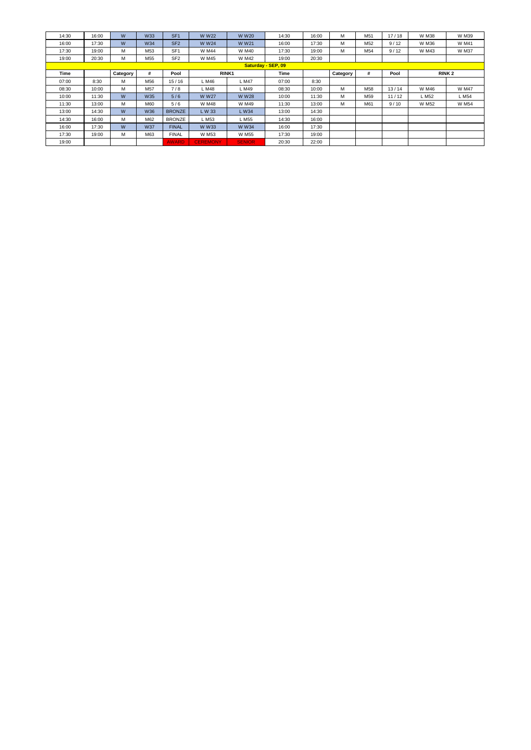| | | | | | | | | | | | | | |
|---|---|---|---|---|---|---|---|---|---|---|---|---|---|
| 14:30 | 16:00 | W | W33 | SF1 | W W22 | W W20 | 14:30 | 16:00 | M | M51 | 17 / 18 | W M38 | W M39 |
| 16:00 | 17:30 | W | W34 | SF2 | W W24 | W W21 | 16:00 | 17:30 | M | M52 | 9 / 12 | W M36 | W M41 |
| 17:30 | 19:00 | M | M53 | SF1 | W M44 | W M40 | 17:30 | 19:00 | M | M54 | 9 / 12 | W M43 | W M37 |
| 19:00 | 20:30 | M | M55 | SF2 | W M45 | W M42 | 19:00 | 20:30 | | | | | |
| **Saturday - SEP, 09** | | | | | | | | | | | | | |
| **Time** | | **Category** | **#** | **Pool** | **RINK1** | | **Time** | | **Category** | **#** | **Pool** | **RINK 2** | |
| 07:00 | 8:30 | M | M56 | 15 / 16 | L M46 | L M47 | 07:00 | 8:30 | | | | | |
| 08:30 | 10:00 | M | M57 | 7 / 8 | L M48 | L M49 | 08:30 | 10:00 | M | M58 | 13 / 14 | W M46 | W M47 |
| 10:00 | 11:30 | W | W35 | 5 / 6 | W W27 | W W28 | 10:00 | 11:30 | M | M59 | 11 / 12 | L M52 | L M54 |
| 11:30 | 13:00 | M | M60 | 5 / 6 | W M48 | W M49 | 11:30 | 13:00 | M | M61 | 9 / 10 | W M52 | W M54 |
| 13:00 | 14:30 | W | W36 | BRONZE | L W 33 | L W34 | 13:00 | 14:30 | | | | | |
| 14:30 | 16:00 | M | M62 | BRONZE | L M53 | L M55 | 14:30 | 16:00 | | | | | |
| 16:00 | 17:30 | W | W37 | FINAL | W W33 | W W34 | 16:00 | 17:30 | | | | | |
| 17:30 | 19:00 | M | M63 | FINAL | W M53 | W M55 | 17:30 | 19:00 | | | | | |
| 19:00 | | | | AWARD | CEREMONY | SENIOR | 20:30 | 22:00 | | | | | |